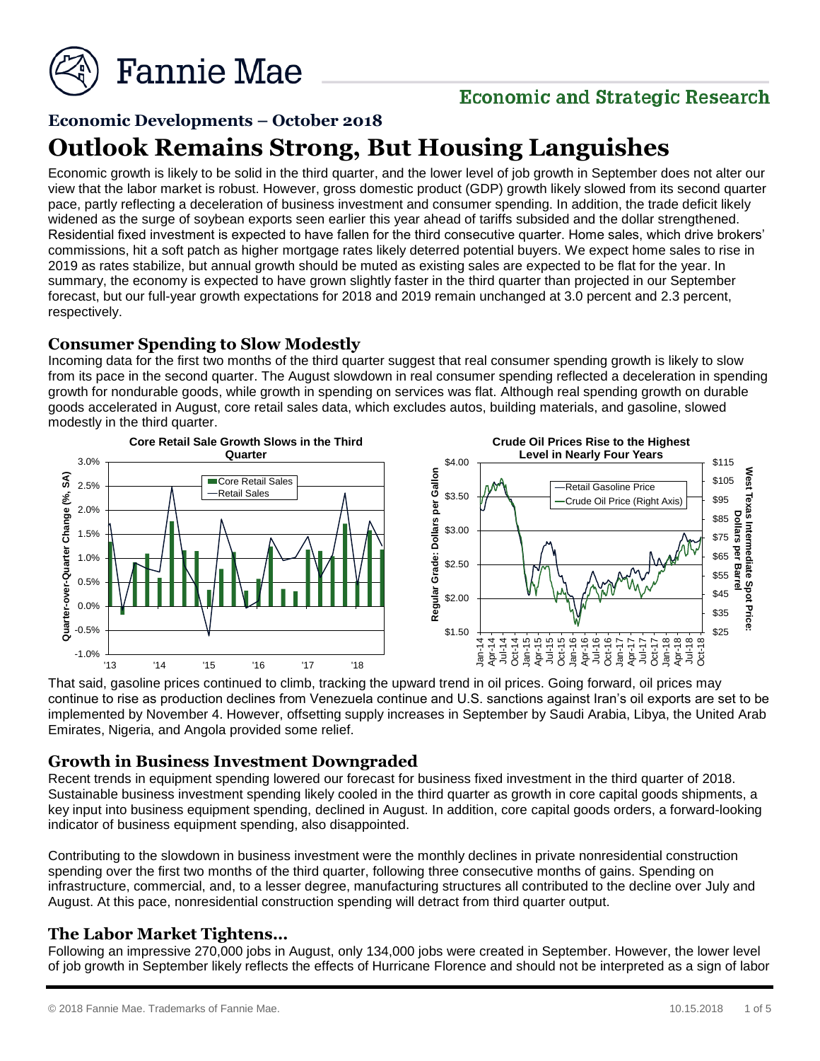# Economic Developments – October 2018

# Outlook Remains Strong, But Housing Languishes

Economic growth is likely to be solid in the third quarter, and the lower level of job growth in September does not alter our view that the labor market is robust. However, gross domestic product (GDP) growth likely slowed from its second quarter pace, partly reflecting a deceleration of business investment and consumer spending. In addition, the trade deficit likely widened as the surge of soybean exports seen earlier this year ahead of tariffs subsided and the dollar strengthened. Residential fixed investment is expected to have fallen for the third consecutive quarter. Home sales, which drive brokers' commissions, hit a soft patch as higher mortgage rates likely deterred potential buyers. We expect home sales to rise in 2019 as rates stabilize, but annual growth should be muted as existing sales are expected to be flat for the year. In summary, the economy is expected to have grown slightly faster in the third quarter than projected in our September forecast, but our full-year growth expectations for 2018 and 2019 remain unchanged at 3.0 percent and 2.3 percent, respectively.

## Consumer Spending to Slow Modestly

Incoming data for the first two months of the third quarter suggest that real consumer spending growth is likely to slow from its pace in the second quarter. The August slowdown in real consumer spending reflected a deceleration in spending growth for nondurable goods, while growth in spending on services was flat. Although real spending growth on durable goods accelerated in August, core retail sales data, which excludes autos, building materials, and gasoline, slowed modestly in the third quarter.

Core Retail Sale Growth Slows in the Third Quarter

Crude Oil Prices Rise to the Highest Level in Nearly Four Years

That said, gasoline prices continued to climb, tracking the upward trend in oil prices. Going forward, oil prices may continue to rise as production declines from Venezuela continue and U.S. sanctions against Iran's oil exports are set to be implemented by November 4. However, offsetting supply increases in September by Saudi Arabia, Libya, the United Arab Emirates, Nigeria, and Angola provided some relief.

## Growth in Business Investment Downgraded

Recent trends in equipment spending lowered our forecast for business fixed investment in the third quarter of 2018. Sustainable business investment spending likely cooled in the third quarter as growth in core capital goods shipments, a key input into business equipment spending, declined in August. In addition, core capital goods orders, a forward-looking indicator of business equipment spending, also disappointed.

Contributing to the slowdown in business investment were the monthly declines in private nonresidential construction spending over the first two months of the third quarter, following three consecutive months of gains. Spending on infrastructure, commercial, and, to a lesser degree, manufacturing structures all contributed to the decline over July and August. At this pace, nonresidential construction spending will detract from third quarter output.

## The Labor Market Tightens…

Following an impressive 270,000 jobs in August, only 134,000 jobs were created in September. However, the lower level of job growth in September likely reflects the effects of Hurricane Florence and should not be interpreted as a sign of labor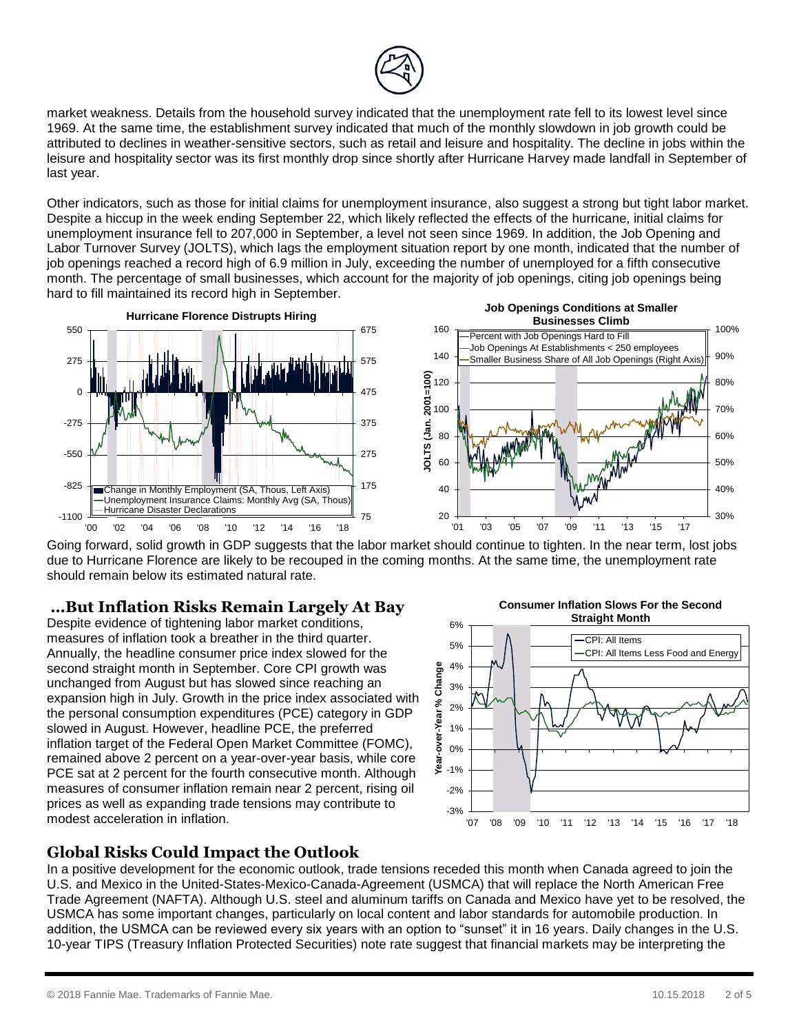market weakness. Details from the household survey indicated that the unemployment rate fell to its lowest level since 1969. At the same time, the establishment survey indicated that much of the monthly slowdown in job growth could be attributed to declines in weather-sensitive sectors, such as retail and leisure and hospitality. The decline in jobs within the leisure and hospitality sector was its first monthly drop since shortly after Hurricane Harvey made landfall in September of last year.

Other indicators, such as those for initial claims for unemployment insurance, also suggest a strong but tight labor market. Despite a hiccup in the week ending September 22, which likely reflected the effects of the hurricane, initial claims for unemployment insurance fell to 207,000 in September, a level not seen since 1969. In addition, the Job Opening and Labor Turnover Survey (JOLTS), which lags the employment situation report by one month, indicated that the number of job openings reached a record high of 6.9 million in July, exceeding the number of unemployed for a fifth consecutive month. The percentage of small businesses, which account for the majority of job openings, citing job openings being hard to fill maintained its record high in September.

**Hurricane Florence Disrupts Hiring**

**Job Openings Conditions at Smaller Businesses Climb**

Going forward, solid growth in GDP suggests that the labor market should continue to tighten. In the near term, lost jobs due to Hurricane Florence are likely to be recouped in the coming months. At the same time, the unemployment rate should remain below its estimated natural rate.

## …But Inflation Risks Remain Largely At Bay

Despite evidence of tightening labor market conditions, measures of inflation took a breather in the third quarter. Annually, the headline consumer price index slowed for the second straight month in September. Core CPI growth was unchanged from August but has slowed since reaching an expansion high in July. Growth in the price index associated with the personal consumption expenditures (PCE) category in GDP slowed in August. However, headline PCE, the preferred inflation target of the Federal Open Market Committee (FOMC), remained above 2 percent on a year-over-year basis, while core PCE sat at 2 percent for the fourth consecutive month. Although measures of consumer inflation remain near 2 percent, rising oil prices as well as expanding trade tensions may contribute to modest acceleration in inflation.

**Consumer Inflation Slows For the Second Straight Month**

## Global Risks Could Impact the Outlook

In a positive development for the economic outlook, trade tensions receded this month when Canada agreed to join the U.S. and Mexico in the United-States-Mexico-Canada-Agreement (USMCA) that will replace the North American Free Trade Agreement (NAFTA). Although U.S. steel and aluminum tariffs on Canada and Mexico have yet to be resolved, the USMCA has some important changes, particularly on local content and labor standards for automobile production. In addition, the USMCA can be reviewed every six years with an option to "sunset" it in 16 years. Daily changes in the U.S. 10-year TIPS (Treasury Inflation Protected Securities) note rate suggest that financial markets may be interpreting the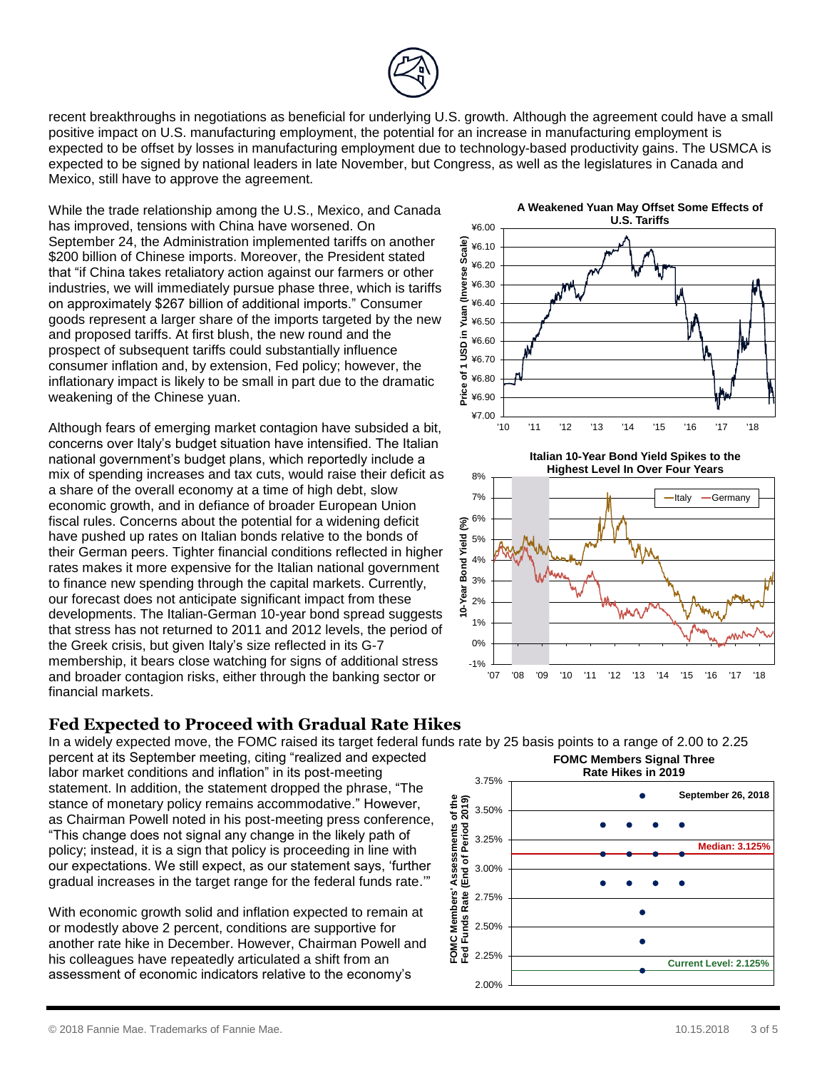recent breakthroughs in negotiations as beneficial for underlying U.S. growth. Although the agreement could have a small positive impact on U.S. manufacturing employment, the potential for an increase in manufacturing employment is expected to be offset by losses in manufacturing employment due to technology-based productivity gains. The USMCA is expected to be signed by national leaders in late November, but Congress, as well as the legislatures in Canada and Mexico, still have to approve the agreement.

While the trade relationship among the U.S., Mexico, and Canada has improved, tensions with China have worsened. On September 24, the Administration implemented tariffs on another $200 billion of Chinese imports. Moreover, the President stated that "if China takes retaliatory action against our farmers or other industries, we will immediately pursue phase three, which is tariffs on approximately $267 billion of additional imports." Consumer goods represent a larger share of the imports targeted by the new and proposed tariffs. At first blush, the new round and the prospect of subsequent tariffs could substantially influence consumer inflation and, by extension, Fed policy; however, the inflationary impact is likely to be small in part due to the dramatic weakening of the Chinese yuan.

**A Weakened Yuan May Offset Some Effects of U.S. Tariffs**

Although fears of emerging market contagion have subsided a bit, concerns over Italy's budget situation have intensified. The Italian national government's budget plans, which reportedly include a mix of spending increases and tax cuts, would raise their deficit as a share of the overall economy at a time of high debt, slow economic growth, and in defiance of broader European Union fiscal rules. Concerns about the potential for a widening deficit have pushed up rates on Italian bonds relative to the bonds of their German peers. Tighter financial conditions reflected in higher rates makes it more expensive for the Italian national government to finance new spending through the capital markets. Currently, our forecast does not anticipate significant impact from these developments. The Italian-German 10-year bond spread suggests that stress has not returned to 2011 and 2012 levels, the period of the Greek crisis, but given Italy's size reflected in its G-7 membership, it bears close watching for signs of additional stress and broader contagion risks, either through the banking sector or financial markets.

**Italian 10-Year Bond Yield Spikes to the Highest Level In Over Four Years**

## Fed Expected to Proceed with Gradual Rate Hikes

In a widely expected move, the FOMC raised its target federal funds rate by 25 basis points to a range of 2.00 to 2.25 percent at its September meeting, citing "realized and expected labor market conditions and inflation" in its post-meeting statement. In addition, the statement dropped the phrase, "The stance of monetary policy remains accommodative." However, as Chairman Powell noted in his post-meeting press conference, "This change does not signal any change in the likely path of policy; instead, it is a sign that policy is proceeding in line with our expectations. We still expect, as our statement says, 'further gradual increases in the target range for the federal funds rate.'"

**FOMC Members Signal Three Rate Hikes in 2019**

With economic growth solid and inflation expected to remain at or modestly above 2 percent, conditions are supportive for another rate hike in December. However, Chairman Powell and his colleagues have repeatedly articulated a shift from an assessment of economic indicators relative to the economy's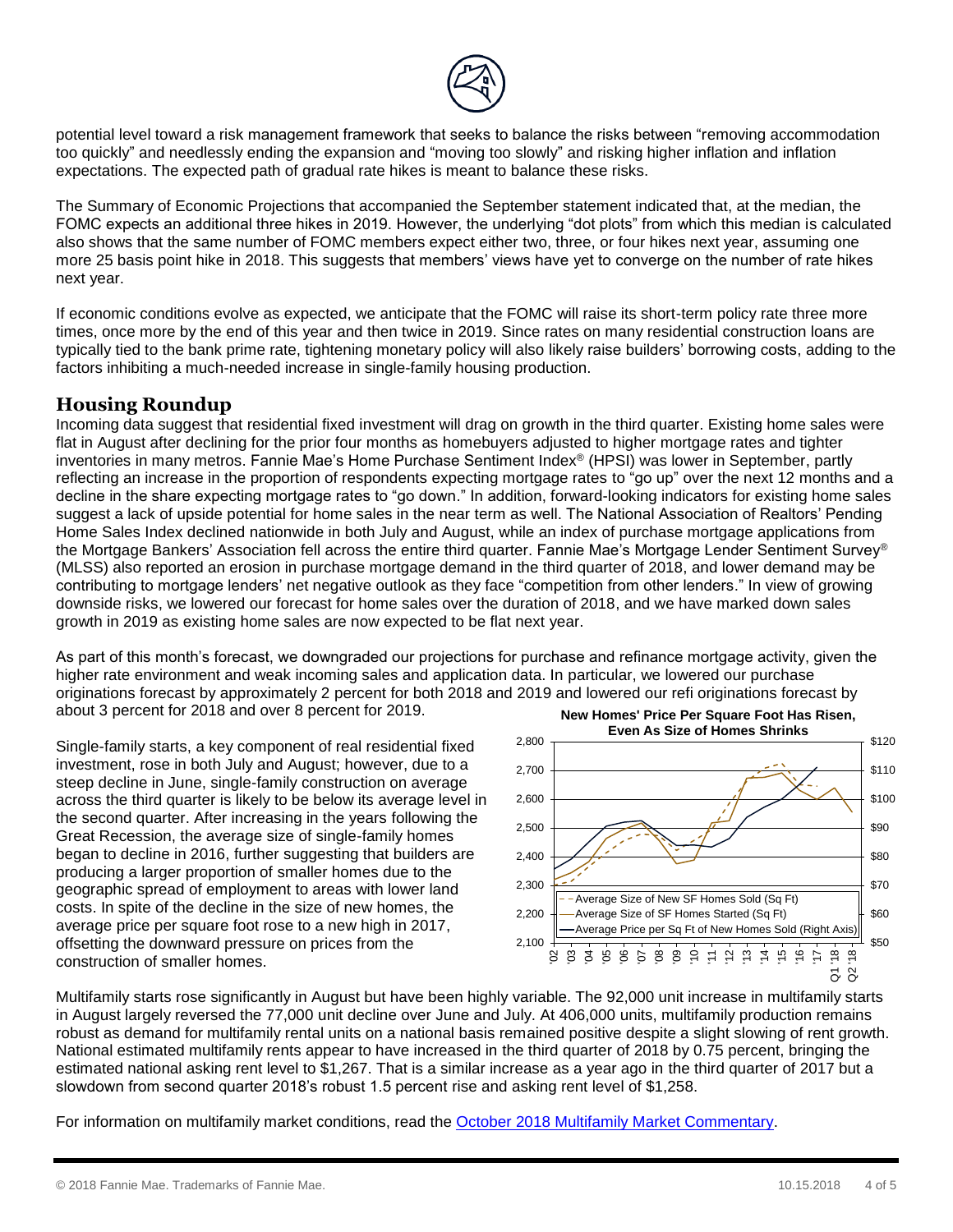potential level toward a risk management framework that seeks to balance the risks between "removing accommodation too quickly" and needlessly ending the expansion and "moving too slowly" and risking higher inflation and inflation expectations. The expected path of gradual rate hikes is meant to balance these risks.

The Summary of Economic Projections that accompanied the September statement indicated that, at the median, the FOMC expects an additional three hikes in 2019. However, the underlying "dot plots" from which this median is calculated also shows that the same number of FOMC members expect either two, three, or four hikes next year, assuming one more 25 basis point hike in 2018. This suggests that members' views have yet to converge on the number of rate hikes next year.

If economic conditions evolve as expected, we anticipate that the FOMC will raise its short-term policy rate three more times, once more by the end of this year and then twice in 2019. Since rates on many residential construction loans are typically tied to the bank prime rate, tightening monetary policy will also likely raise builders' borrowing costs, adding to the factors inhibiting a much-needed increase in single-family housing production.

## Housing Roundup

Incoming data suggest that residential fixed investment will drag on growth in the third quarter. Existing home sales were flat in August after declining for the prior four months as homebuyers adjusted to higher mortgage rates and tighter inventories in many metros. Fannie Mae's Home Purchase Sentiment Index® (HPSI) was lower in September, partly reflecting an increase in the proportion of respondents expecting mortgage rates to "go up" over the next 12 months and a decline in the share expecting mortgage rates to "go down." In addition, forward-looking indicators for existing home sales suggest a lack of upside potential for home sales in the near term as well. The National Association of Realtors' Pending Home Sales Index declined nationwide in both July and August, while an index of purchase mortgage applications from the Mortgage Bankers' Association fell across the entire third quarter. Fannie Mae's Mortgage Lender Sentiment Survey® (MLSS) also reported an erosion in purchase mortgage demand in the third quarter of 2018, and lower demand may be contributing to mortgage lenders' net negative outlook as they face "competition from other lenders." In view of growing downside risks, we lowered our forecast for home sales over the duration of 2018, and we have marked down sales growth in 2019 as existing home sales are now expected to be flat next year.

As part of this month's forecast, we downgraded our projections for purchase and refinance mortgage activity, given the higher rate environment and weak incoming sales and application data. In particular, we lowered our purchase originations forecast by approximately 2 percent for both 2018 and 2019 and lowered our refi originations forecast by about 3 percent for 2018 and over 8 percent for 2019.

Single-family starts, a key component of real residential fixed investment, rose in both July and August; however, due to a steep decline in June, single-family construction on average across the third quarter is likely to be below its average level in the second quarter. After increasing in the years following the Great Recession, the average size of single-family homes began to decline in 2016, further suggesting that builders are producing a larger proportion of smaller homes due to the geographic spread of employment to areas with lower land costs. In spite of the decline in the size of new homes, the average price per square foot rose to a new high in 2017, offsetting the downward pressure on prices from the construction of smaller homes.

**New Homes' Price Per Square Foot Has Risen, Even As Size of Homes Shrinks**

Multifamily starts rose significantly in August but have been highly variable. The 92,000 unit increase in multifamily starts in August largely reversed the 77,000 unit decline over June and July. At 406,000 units, multifamily production remains robust as demand for multifamily rental units on a national basis remained positive despite a slight slowing of rent growth. National estimated multifamily rents appear to have increased in the third quarter of 2018 by 0.75 percent, bringing the estimated national asking rent level to $1,267. That is a similar increase as a year ago in the third quarter of 2017 but a slowdown from second quarter 2018's robust 1.5 percent rise and asking rent level of $1,258.

For information on multifamily market conditions, read the [October 2018 Multifamily Market Commentary](#).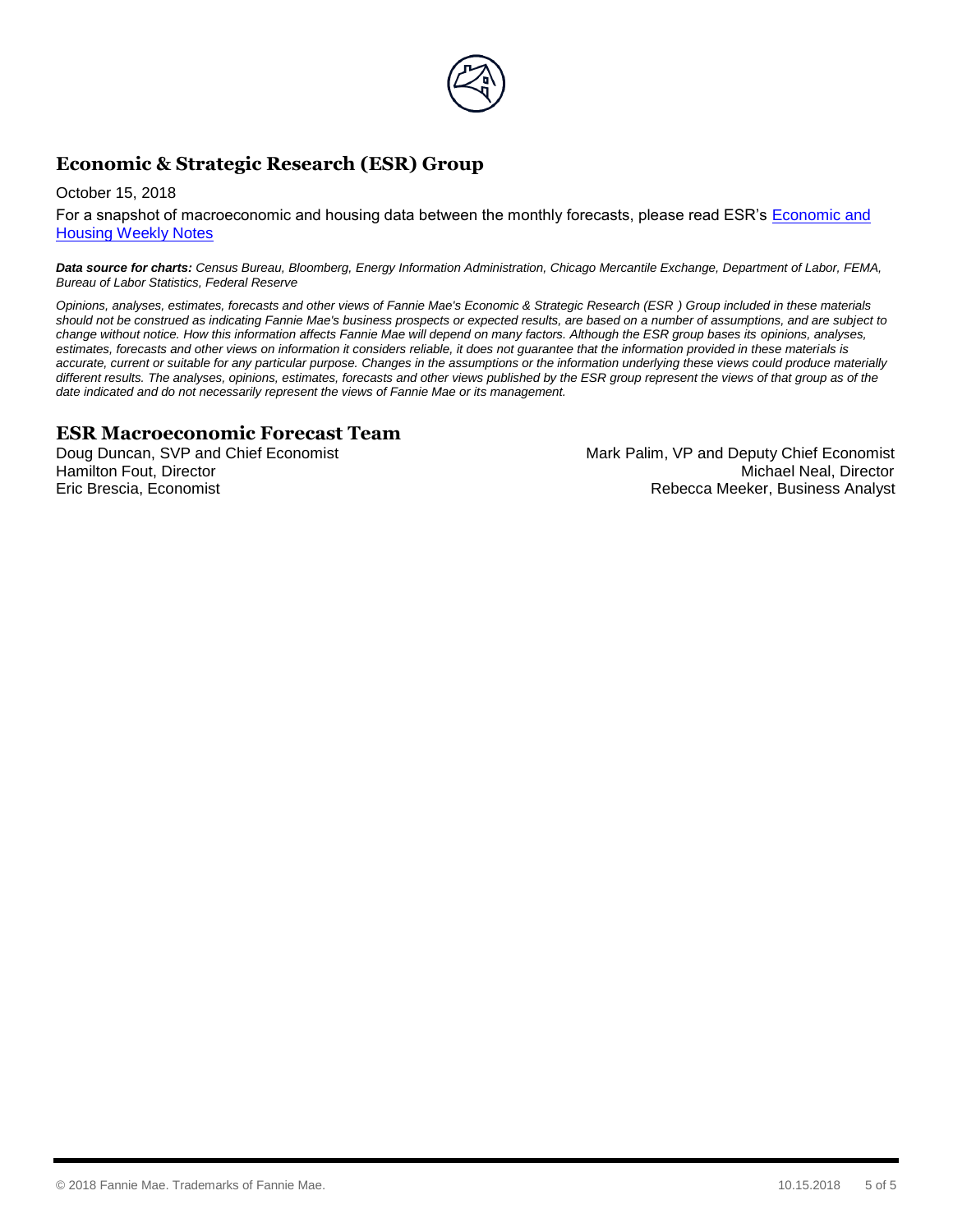## Economic & Strategic Research (ESR) Group

October 15, 2018

For a snapshot of macroeconomic and housing data between the monthly forecasts, please read ESR's [Economic and Housing Weekly Notes]

***Data source for charts:*** *Census Bureau, Bloomberg, Energy Information Administration, Chicago Mercantile Exchange, Department of Labor, FEMA, Bureau of Labor Statistics, Federal Reserve*

*Opinions, analyses, estimates, forecasts and other views of Fannie Mae's Economic & Strategic Research (ESR ) Group included in these materials should not be construed as indicating Fannie Mae's business prospects or expected results, are based on a number of assumptions, and are subject to change without notice. How this information affects Fannie Mae will depend on many factors. Although the ESR group bases its opinions, analyses, estimates, forecasts and other views on information it considers reliable, it does not guarantee that the information provided in these materials is accurate, current or suitable for any particular purpose. Changes in the assumptions or the information underlying these views could produce materially different results. The analyses, opinions, estimates, forecasts and other views published by the ESR group represent the views of that group as of the date indicated and do not necessarily represent the views of Fannie Mae or its management.*

## ESR Macroeconomic Forecast Team

Doug Duncan, SVP and Chief Economist
Hamilton Fout, Director
Eric Brescia, Economist
Mark Palim, VP and Deputy Chief Economist
Michael Neal, Director
Rebecca Meeker, Business Analyst

© 2018 Fannie Mae. Trademarks of Fannie Mae.